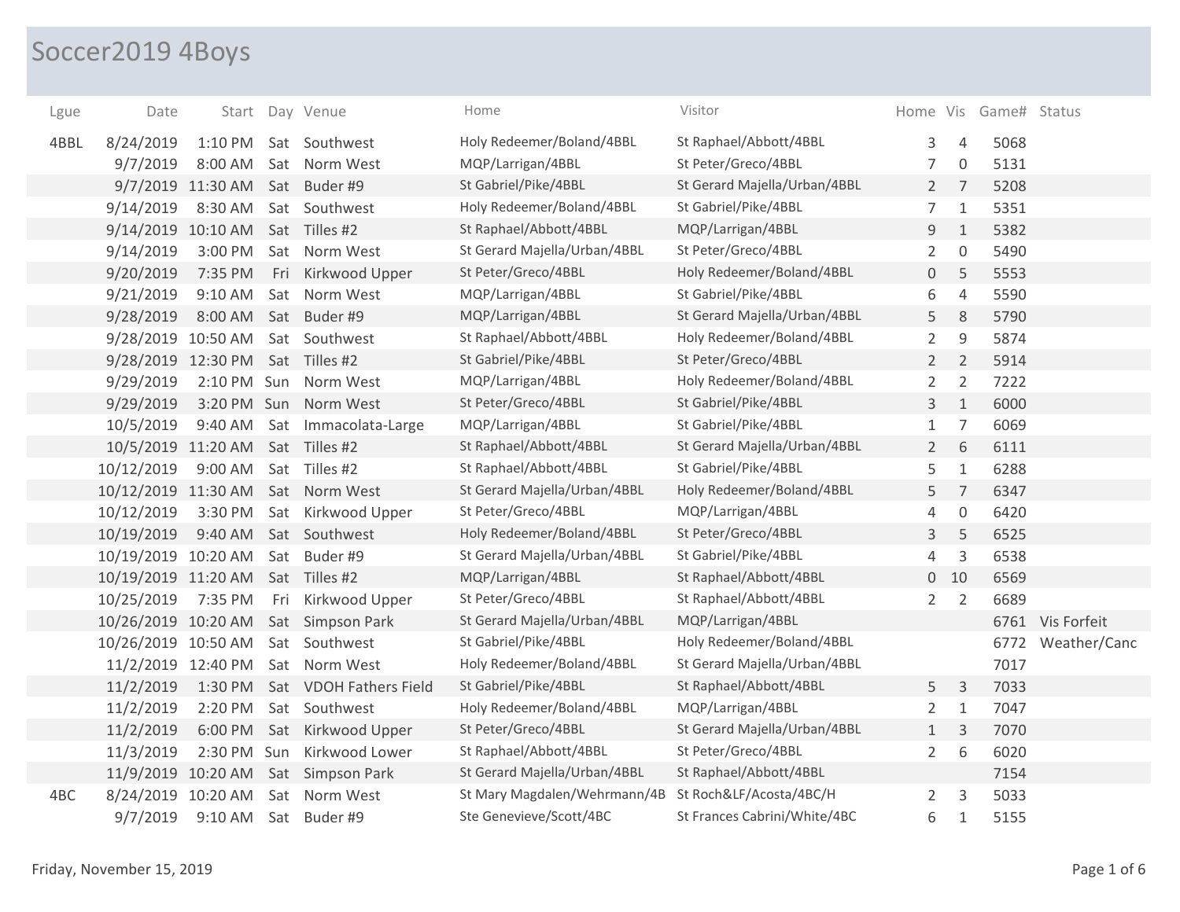# Soccer2019 4Boys

| Lgue | Date | Start | Day | Venue | Home | Visitor | Home | Vis | Game# | Status |
|---|---|---|---|---|---|---|---|---|---|---|
| 4BBL | 8/24/2019 | 1:10 PM | Sat | Southwest | Holy Redeemer/Boland/4BBL | St Raphael/Abbott/4BBL | 3 | 4 | 5068 | |
| | 9/7/2019 | 8:00 AM | Sat | Norm West | MQP/Larrigan/4BBL | St Peter/Greco/4BBL | 7 | 0 | 5131 | |
| | 9/7/2019 | 11:30 AM | Sat | Buder #9 | St Gabriel/Pike/4BBL | St Gerard Majella/Urban/4BBL | 2 | 7 | 5208 | |
| | 9/14/2019 | 8:30 AM | Sat | Southwest | Holy Redeemer/Boland/4BBL | St Gabriel/Pike/4BBL | 7 | 1 | 5351 | |
| | 9/14/2019 | 10:10 AM | Sat | Tilles #2 | St Raphael/Abbott/4BBL | MQP/Larrigan/4BBL | 9 | 1 | 5382 | |
| | 9/14/2019 | 3:00 PM | Sat | Norm West | St Gerard Majella/Urban/4BBL | St Peter/Greco/4BBL | 2 | 0 | 5490 | |
| | 9/20/2019 | 7:35 PM | Fri | Kirkwood Upper | St Peter/Greco/4BBL | Holy Redeemer/Boland/4BBL | 0 | 5 | 5553 | |
| | 9/21/2019 | 9:10 AM | Sat | Norm West | MQP/Larrigan/4BBL | St Gabriel/Pike/4BBL | 6 | 4 | 5590 | |
| | 9/28/2019 | 8:00 AM | Sat | Buder #9 | MQP/Larrigan/4BBL | St Gerard Majella/Urban/4BBL | 5 | 8 | 5790 | |
| | 9/28/2019 | 10:50 AM | Sat | Southwest | St Raphael/Abbott/4BBL | Holy Redeemer/Boland/4BBL | 2 | 9 | 5874 | |
| | 9/28/2019 | 12:30 PM | Sat | Tilles #2 | St Gabriel/Pike/4BBL | St Peter/Greco/4BBL | 2 | 2 | 5914 | |
| | 9/29/2019 | 2:10 PM | Sun | Norm West | MQP/Larrigan/4BBL | Holy Redeemer/Boland/4BBL | 2 | 2 | 7222 | |
| | 9/29/2019 | 3:20 PM | Sun | Norm West | St Peter/Greco/4BBL | St Gabriel/Pike/4BBL | 3 | 1 | 6000 | |
| | 10/5/2019 | 9:40 AM | Sat | Immacolata-Large | MQP/Larrigan/4BBL | St Gabriel/Pike/4BBL | 1 | 7 | 6069 | |
| | 10/5/2019 | 11:20 AM | Sat | Tilles #2 | St Raphael/Abbott/4BBL | St Gerard Majella/Urban/4BBL | 2 | 6 | 6111 | |
| | 10/12/2019 | 9:00 AM | Sat | Tilles #2 | St Raphael/Abbott/4BBL | St Gabriel/Pike/4BBL | 5 | 1 | 6288 | |
| | 10/12/2019 | 11:30 AM | Sat | Norm West | St Gerard Majella/Urban/4BBL | Holy Redeemer/Boland/4BBL | 5 | 7 | 6347 | |
| | 10/12/2019 | 3:30 PM | Sat | Kirkwood Upper | St Peter/Greco/4BBL | MQP/Larrigan/4BBL | 4 | 0 | 6420 | |
| | 10/19/2019 | 9:40 AM | Sat | Southwest | Holy Redeemer/Boland/4BBL | St Peter/Greco/4BBL | 3 | 5 | 6525 | |
| | 10/19/2019 | 10:20 AM | Sat | Buder #9 | St Gerard Majella/Urban/4BBL | St Gabriel/Pike/4BBL | 4 | 3 | 6538 | |
| | 10/19/2019 | 11:20 AM | Sat | Tilles #2 | MQP/Larrigan/4BBL | St Raphael/Abbott/4BBL | 0 | 10 | 6569 | |
| | 10/25/2019 | 7:35 PM | Fri | Kirkwood Upper | St Peter/Greco/4BBL | St Raphael/Abbott/4BBL | 2 | 2 | 6689 | |
| | 10/26/2019 | 10:20 AM | Sat | Simpson Park | St Gerard Majella/Urban/4BBL | MQP/Larrigan/4BBL | | | 6761 | Vis Forfeit |
| | 10/26/2019 | 10:50 AM | Sat | Southwest | St Gabriel/Pike/4BBL | Holy Redeemer/Boland/4BBL | | | 6772 | Weather/Canc |
| | 11/2/2019 | 12:40 PM | Sat | Norm West | Holy Redeemer/Boland/4BBL | St Gerard Majella/Urban/4BBL | | | 7017 | |
| | 11/2/2019 | 1:30 PM | Sat | VDOH Fathers Field | St Gabriel/Pike/4BBL | St Raphael/Abbott/4BBL | 5 | 3 | 7033 | |
| | 11/2/2019 | 2:20 PM | Sat | Southwest | Holy Redeemer/Boland/4BBL | MQP/Larrigan/4BBL | 2 | 1 | 7047 | |
| | 11/2/2019 | 6:00 PM | Sat | Kirkwood Upper | St Peter/Greco/4BBL | St Gerard Majella/Urban/4BBL | 1 | 3 | 7070 | |
| | 11/3/2019 | 2:30 PM | Sun | Kirkwood Lower | St Raphael/Abbott/4BBL | St Peter/Greco/4BBL | 2 | 6 | 6020 | |
| | 11/9/2019 | 10:20 AM | Sat | Simpson Park | St Gerard Majella/Urban/4BBL | St Raphael/Abbott/4BBL | | | 7154 | |
| 4BC | 8/24/2019 | 10:20 AM | Sat | Norm West | St Mary Magdalen/Wehrmann/4B | St Roch&LF/Acosta/4BC/H | 2 | 3 | 5033 | |
| | 9/7/2019 | 9:10 AM | Sat | Buder #9 | Ste Genevieve/Scott/4BC | St Frances Cabrini/White/4BC | 6 | 1 | 5155 | |

Friday, November 15, 2019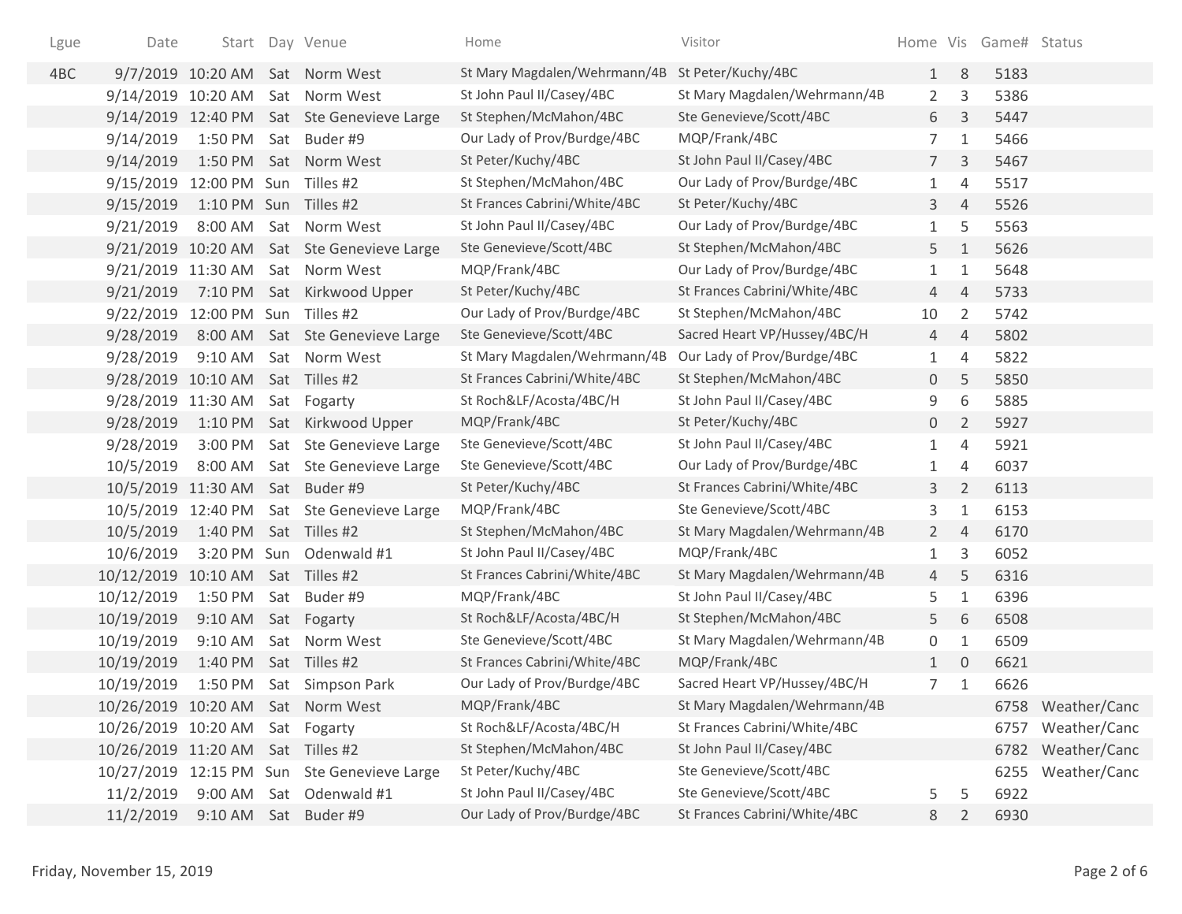| Lgue | Date | Start | Day | Venue | Home | Visitor | Home | Vis | Game# | Status |
|---|---|---|---|---|---|---|---|---|---|---|
| 4BC | 9/7/2019 | 10:20 AM | Sat | Norm West | St Mary Magdalen/Wehrmann/4B | St Peter/Kuchy/4BC | 1 | 8 | 5183 | |
| | 9/14/2019 | 10:20 AM | Sat | Norm West | St John Paul II/Casey/4BC | St Mary Magdalen/Wehrmann/4B | 2 | 3 | 5386 | |
| | 9/14/2019 | 12:40 PM | Sat | Ste Genevieve Large | St Stephen/McMahon/4BC | Ste Genevieve/Scott/4BC | 6 | 3 | 5447 | |
| | 9/14/2019 | 1:50 PM | Sat | Buder #9 | Our Lady of Prov/Burdge/4BC | MQP/Frank/4BC | 7 | 1 | 5466 | |
| | 9/14/2019 | 1:50 PM | Sat | Norm West | St Peter/Kuchy/4BC | St John Paul II/Casey/4BC | 7 | 3 | 5467 | |
| | 9/15/2019 | 12:00 PM | Sun | Tilles #2 | St Stephen/McMahon/4BC | Our Lady of Prov/Burdge/4BC | 1 | 4 | 5517 | |
| | 9/15/2019 | 1:10 PM | Sun | Tilles #2 | St Frances Cabrini/White/4BC | St Peter/Kuchy/4BC | 3 | 4 | 5526 | |
| | 9/21/2019 | 8:00 AM | Sat | Norm West | St John Paul II/Casey/4BC | Our Lady of Prov/Burdge/4BC | 1 | 5 | 5563 | |
| | 9/21/2019 | 10:20 AM | Sat | Ste Genevieve Large | Ste Genevieve/Scott/4BC | St Stephen/McMahon/4BC | 5 | 1 | 5626 | |
| | 9/21/2019 | 11:30 AM | Sat | Norm West | MQP/Frank/4BC | Our Lady of Prov/Burdge/4BC | 1 | 1 | 5648 | |
| | 9/21/2019 | 7:10 PM | Sat | Kirkwood Upper | St Peter/Kuchy/4BC | St Frances Cabrini/White/4BC | 4 | 4 | 5733 | |
| | 9/22/2019 | 12:00 PM | Sun | Tilles #2 | Our Lady of Prov/Burdge/4BC | St Stephen/McMahon/4BC | 10 | 2 | 5742 | |
| | 9/28/2019 | 8:00 AM | Sat | Ste Genevieve Large | Ste Genevieve/Scott/4BC | Sacred Heart VP/Hussey/4BC/H | 4 | 4 | 5802 | |
| | 9/28/2019 | 9:10 AM | Sat | Norm West | St Mary Magdalen/Wehrmann/4B | Our Lady of Prov/Burdge/4BC | 1 | 4 | 5822 | |
| | 9/28/2019 | 10:10 AM | Sat | Tilles #2 | St Frances Cabrini/White/4BC | St Stephen/McMahon/4BC | 0 | 5 | 5850 | |
| | 9/28/2019 | 11:30 AM | Sat | Fogarty | St Roch&LF/Acosta/4BC/H | St John Paul II/Casey/4BC | 9 | 6 | 5885 | |
| | 9/28/2019 | 1:10 PM | Sat | Kirkwood Upper | MQP/Frank/4BC | St Peter/Kuchy/4BC | 0 | 2 | 5927 | |
| | 9/28/2019 | 3:00 PM | Sat | Ste Genevieve Large | Ste Genevieve/Scott/4BC | St John Paul II/Casey/4BC | 1 | 4 | 5921 | |
| | 10/5/2019 | 8:00 AM | Sat | Ste Genevieve Large | Ste Genevieve/Scott/4BC | Our Lady of Prov/Burdge/4BC | 1 | 4 | 6037 | |
| | 10/5/2019 | 11:30 AM | Sat | Buder #9 | St Peter/Kuchy/4BC | St Frances Cabrini/White/4BC | 3 | 2 | 6113 | |
| | 10/5/2019 | 12:40 PM | Sat | Ste Genevieve Large | MQP/Frank/4BC | Ste Genevieve/Scott/4BC | 3 | 1 | 6153 | |
| | 10/5/2019 | 1:40 PM | Sat | Tilles #2 | St Stephen/McMahon/4BC | St Mary Magdalen/Wehrmann/4B | 2 | 4 | 6170 | |
| | 10/6/2019 | 3:20 PM | Sun | Odenwald #1 | St John Paul II/Casey/4BC | MQP/Frank/4BC | 1 | 3 | 6052 | |
| | 10/12/2019 | 10:10 AM | Sat | Tilles #2 | St Frances Cabrini/White/4BC | St Mary Magdalen/Wehrmann/4B | 4 | 5 | 6316 | |
| | 10/12/2019 | 1:50 PM | Sat | Buder #9 | MQP/Frank/4BC | St John Paul II/Casey/4BC | 5 | 1 | 6396 | |
| | 10/19/2019 | 9:10 AM | Sat | Fogarty | St Roch&LF/Acosta/4BC/H | St Stephen/McMahon/4BC | 5 | 6 | 6508 | |
| | 10/19/2019 | 9:10 AM | Sat | Norm West | Ste Genevieve/Scott/4BC | St Mary Magdalen/Wehrmann/4B | 0 | 1 | 6509 | |
| | 10/19/2019 | 1:40 PM | Sat | Tilles #2 | St Frances Cabrini/White/4BC | MQP/Frank/4BC | 1 | 0 | 6621 | |
| | 10/19/2019 | 1:50 PM | Sat | Simpson Park | Our Lady of Prov/Burdge/4BC | Sacred Heart VP/Hussey/4BC/H | 7 | 1 | 6626 | |
| | 10/26/2019 | 10:20 AM | Sat | Norm West | MQP/Frank/4BC | St Mary Magdalen/Wehrmann/4B | | | 6758 | Weather/Canc |
| | 10/26/2019 | 10:20 AM | Sat | Fogarty | St Roch&LF/Acosta/4BC/H | St Frances Cabrini/White/4BC | | | 6757 | Weather/Canc |
| | 10/26/2019 | 11:20 AM | Sat | Tilles #2 | St Stephen/McMahon/4BC | St John Paul II/Casey/4BC | | | 6782 | Weather/Canc |
| | 10/27/2019 | 12:15 PM | Sun | Ste Genevieve Large | St Peter/Kuchy/4BC | Ste Genevieve/Scott/4BC | | | 6255 | Weather/Canc |
| | 11/2/2019 | 9:00 AM | Sat | Odenwald #1 | St John Paul II/Casey/4BC | Ste Genevieve/Scott/4BC | 5 | 5 | 6922 | |
| | 11/2/2019 | 9:10 AM | Sat | Buder #9 | Our Lady of Prov/Burdge/4BC | St Frances Cabrini/White/4BC | 8 | 2 | 6930 | |

Friday, November 15, 2019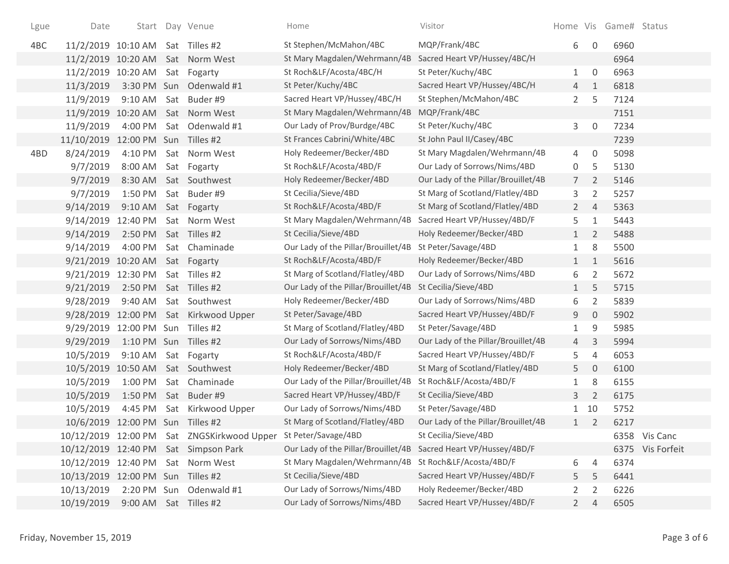| Lgue | Date | Start | Day | Venue | Home | Visitor | Home | Vis | Game# | Status |
|---|---|---|---|---|---|---|---|---|---|---|
| 4BC | 11/2/2019 | 10:10 AM | Sat | Tilles #2 | St Stephen/McMahon/4BC | MQP/Frank/4BC | 6 | 0 | 6960 | |
| | 11/2/2019 | 10:20 AM | Sat | Norm West | St Mary Magdalen/Wehrmann/4B | Sacred Heart VP/Hussey/4BC/H | | | 6964 | |
| | 11/2/2019 | 10:20 AM | Sat | Fogarty | St Roch&LF/Acosta/4BC/H | St Peter/Kuchy/4BC | 1 | 0 | 6963 | |
| | 11/3/2019 | 3:30 PM | Sun | Odenwald #1 | St Peter/Kuchy/4BC | Sacred Heart VP/Hussey/4BC/H | 4 | 1 | 6818 | |
| | 11/9/2019 | 9:10 AM | Sat | Buder #9 | Sacred Heart VP/Hussey/4BC/H | St Stephen/McMahon/4BC | 2 | 5 | 7124 | |
| | 11/9/2019 | 10:20 AM | Sat | Norm West | St Mary Magdalen/Wehrmann/4B | MQP/Frank/4BC | | | 7151 | |
| | 11/9/2019 | 4:00 PM | Sat | Odenwald #1 | Our Lady of Prov/Burdge/4BC | St Peter/Kuchy/4BC | 3 | 0 | 7234 | |
| | 11/10/2019 | 12:00 PM | Sun | Tilles #2 | St Frances Cabrini/White/4BC | St John Paul II/Casey/4BC | | | 7239 | |
| 4BD | 8/24/2019 | 4:10 PM | Sat | Norm West | Holy Redeemer/Becker/4BD | St Mary Magdalen/Wehrmann/4B | 4 | 0 | 5098 | |
| | 9/7/2019 | 8:00 AM | Sat | Fogarty | St Roch&LF/Acosta/4BD/F | Our Lady of Sorrows/Nims/4BD | 0 | 5 | 5130 | |
| | 9/7/2019 | 8:30 AM | Sat | Southwest | Holy Redeemer/Becker/4BD | Our Lady of the Pillar/Brouillet/4B | 7 | 2 | 5146 | |
| | 9/7/2019 | 1:50 PM | Sat | Buder #9 | St Cecilia/Sieve/4BD | St Marg of Scotland/Flatley/4BD | 3 | 2 | 5257 | |
| | 9/14/2019 | 9:10 AM | Sat | Fogarty | St Roch&LF/Acosta/4BD/F | St Marg of Scotland/Flatley/4BD | 2 | 4 | 5363 | |
| | 9/14/2019 | 12:40 PM | Sat | Norm West | St Mary Magdalen/Wehrmann/4B | Sacred Heart VP/Hussey/4BD/F | 5 | 1 | 5443 | |
| | 9/14/2019 | 2:50 PM | Sat | Tilles #2 | St Cecilia/Sieve/4BD | Holy Redeemer/Becker/4BD | 1 | 2 | 5488 | |
| | 9/14/2019 | 4:00 PM | Sat | Chaminade | Our Lady of the Pillar/Brouillet/4B | St Peter/Savage/4BD | 1 | 8 | 5500 | |
| | 9/21/2019 | 10:20 AM | Sat | Fogarty | St Roch&LF/Acosta/4BD/F | Holy Redeemer/Becker/4BD | 1 | 1 | 5616 | |
| | 9/21/2019 | 12:30 PM | Sat | Tilles #2 | St Marg of Scotland/Flatley/4BD | Our Lady of Sorrows/Nims/4BD | 6 | 2 | 5672 | |
| | 9/21/2019 | 2:50 PM | Sat | Tilles #2 | Our Lady of the Pillar/Brouillet/4B | St Cecilia/Sieve/4BD | 1 | 5 | 5715 | |
| | 9/28/2019 | 9:40 AM | Sat | Southwest | Holy Redeemer/Becker/4BD | Our Lady of Sorrows/Nims/4BD | 6 | 2 | 5839 | |
| | 9/28/2019 | 12:00 PM | Sat | Kirkwood Upper | St Peter/Savage/4BD | Sacred Heart VP/Hussey/4BD/F | 9 | 0 | 5902 | |
| | 9/29/2019 | 12:00 PM | Sun | Tilles #2 | St Marg of Scotland/Flatley/4BD | St Peter/Savage/4BD | 1 | 9 | 5985 | |
| | 9/29/2019 | 1:10 PM | Sun | Tilles #2 | Our Lady of Sorrows/Nims/4BD | Our Lady of the Pillar/Brouillet/4B | 4 | 3 | 5994 | |
| | 10/5/2019 | 9:10 AM | Sat | Fogarty | St Roch&LF/Acosta/4BD/F | Sacred Heart VP/Hussey/4BD/F | 5 | 4 | 6053 | |
| | 10/5/2019 | 10:50 AM | Sat | Southwest | Holy Redeemer/Becker/4BD | St Marg of Scotland/Flatley/4BD | 5 | 0 | 6100 | |
| | 10/5/2019 | 1:00 PM | Sat | Chaminade | Our Lady of the Pillar/Brouillet/4B | St Roch&LF/Acosta/4BD/F | 1 | 8 | 6155 | |
| | 10/5/2019 | 1:50 PM | Sat | Buder #9 | Sacred Heart VP/Hussey/4BD/F | St Cecilia/Sieve/4BD | 3 | 2 | 6175 | |
| | 10/5/2019 | 4:45 PM | Sat | Kirkwood Upper | Our Lady of Sorrows/Nims/4BD | St Peter/Savage/4BD | 1 | 10 | 5752 | |
| | 10/6/2019 | 12:00 PM | Sun | Tilles #2 | St Marg of Scotland/Flatley/4BD | Our Lady of the Pillar/Brouillet/4B | 1 | 2 | 6217 | |
| | 10/12/2019 | 12:00 PM | Sat | ZNGSKirkwood Upper | St Peter/Savage/4BD | St Cecilia/Sieve/4BD | | | 6358 | Vis Canc |
| | 10/12/2019 | 12:40 PM | Sat | Simpson Park | Our Lady of the Pillar/Brouillet/4B | Sacred Heart VP/Hussey/4BD/F | | | 6375 | Vis Forfeit |
| | 10/12/2019 | 12:40 PM | Sat | Norm West | St Mary Magdalen/Wehrmann/4B | St Roch&LF/Acosta/4BD/F | 6 | 4 | 6374 | |
| | 10/13/2019 | 12:00 PM | Sun | Tilles #2 | St Cecilia/Sieve/4BD | Sacred Heart VP/Hussey/4BD/F | 5 | 5 | 6441 | |
| | 10/13/2019 | 2:20 PM | Sun | Odenwald #1 | Our Lady of Sorrows/Nims/4BD | Holy Redeemer/Becker/4BD | 2 | 2 | 6226 | |
| | 10/19/2019 | 9:00 AM | Sat | Tilles #2 | Our Lady of Sorrows/Nims/4BD | Sacred Heart VP/Hussey/4BD/F | 2 | 4 | 6505 | |

Friday, November 15, 2019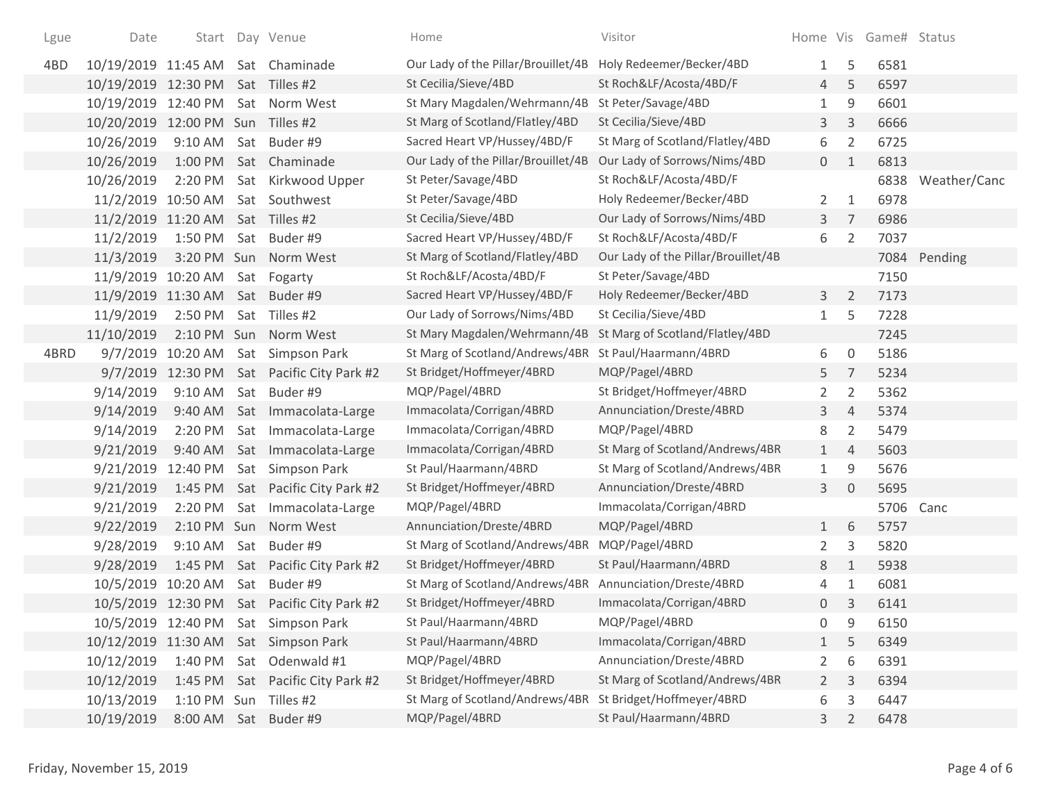| Lgue | Date | Start | Day | Venue | Home | Visitor | Home | Vis | Game# | Status |
|---|---|---|---|---|---|---|---|---|---|---|
| 4BD | 10/19/2019 | 11:45 AM | Sat | Chaminade | Our Lady of the Pillar/Brouillet/4B | Holy Redeemer/Becker/4BD | 1 | 5 | 6581 | |
| | 10/19/2019 | 12:30 PM | Sat | Tilles #2 | St Cecilia/Sieve/4BD | St Roch&LF/Acosta/4BD/F | 4 | 5 | 6597 | |
| | 10/19/2019 | 12:40 PM | Sat | Norm West | St Mary Magdalen/Wehrmann/4B | St Peter/Savage/4BD | 1 | 9 | 6601 | |
| | 10/20/2019 | 12:00 PM | Sun | Tilles #2 | St Marg of Scotland/Flatley/4BD | St Cecilia/Sieve/4BD | 3 | 3 | 6666 | |
| | 10/26/2019 | 9:10 AM | Sat | Buder #9 | Sacred Heart VP/Hussey/4BD/F | St Marg of Scotland/Flatley/4BD | 6 | 2 | 6725 | |
| | 10/26/2019 | 1:00 PM | Sat | Chaminade | Our Lady of the Pillar/Brouillet/4B | Our Lady of Sorrows/Nims/4BD | 0 | 1 | 6813 | |
| | 10/26/2019 | 2:20 PM | Sat | Kirkwood Upper | St Peter/Savage/4BD | St Roch&LF/Acosta/4BD/F | | | 6838 | Weather/Canc |
| | 11/2/2019 | 10:50 AM | Sat | Southwest | St Peter/Savage/4BD | Holy Redeemer/Becker/4BD | 2 | 1 | 6978 | |
| | 11/2/2019 | 11:20 AM | Sat | Tilles #2 | St Cecilia/Sieve/4BD | Our Lady of Sorrows/Nims/4BD | 3 | 7 | 6986 | |
| | 11/2/2019 | 1:50 PM | Sat | Buder #9 | Sacred Heart VP/Hussey/4BD/F | St Roch&LF/Acosta/4BD/F | 6 | 2 | 7037 | |
| | 11/3/2019 | 3:20 PM | Sun | Norm West | St Marg of Scotland/Flatley/4BD | Our Lady of the Pillar/Brouillet/4B | | | 7084 | Pending |
| | 11/9/2019 | 10:20 AM | Sat | Fogarty | St Roch&LF/Acosta/4BD/F | St Peter/Savage/4BD | | | 7150 | |
| | 11/9/2019 | 11:30 AM | Sat | Buder #9 | Sacred Heart VP/Hussey/4BD/F | Holy Redeemer/Becker/4BD | 3 | 2 | 7173 | |
| | 11/9/2019 | 2:50 PM | Sat | Tilles #2 | Our Lady of Sorrows/Nims/4BD | St Cecilia/Sieve/4BD | 1 | 5 | 7228 | |
| | 11/10/2019 | 2:10 PM | Sun | Norm West | St Mary Magdalen/Wehrmann/4B | St Marg of Scotland/Flatley/4BD | | | 7245 | |
| 4BRD | 9/7/2019 | 10:20 AM | Sat | Simpson Park | St Marg of Scotland/Andrews/4BR | St Paul/Haarmann/4BRD | 6 | 0 | 5186 | |
| | 9/7/2019 | 12:30 PM | Sat | Pacific City Park #2 | St Bridget/Hoffmeyer/4BRD | MQP/Pagel/4BRD | 5 | 7 | 5234 | |
| | 9/14/2019 | 9:10 AM | Sat | Buder #9 | MQP/Pagel/4BRD | St Bridget/Hoffmeyer/4BRD | 2 | 2 | 5362 | |
| | 9/14/2019 | 9:40 AM | Sat | Immacolata-Large | Immacolata/Corrigan/4BRD | Annunciation/Dreste/4BRD | 3 | 4 | 5374 | |
| | 9/14/2019 | 2:20 PM | Sat | Immacolata-Large | Immacolata/Corrigan/4BRD | MQP/Pagel/4BRD | 8 | 2 | 5479 | |
| | 9/21/2019 | 9:40 AM | Sat | Immacolata-Large | Immacolata/Corrigan/4BRD | St Marg of Scotland/Andrews/4BR | 1 | 4 | 5603 | |
| | 9/21/2019 | 12:40 PM | Sat | Simpson Park | St Paul/Haarmann/4BRD | St Marg of Scotland/Andrews/4BR | 1 | 9 | 5676 | |
| | 9/21/2019 | 1:45 PM | Sat | Pacific City Park #2 | St Bridget/Hoffmeyer/4BRD | Annunciation/Dreste/4BRD | 3 | 0 | 5695 | |
| | 9/21/2019 | 2:20 PM | Sat | Immacolata-Large | MQP/Pagel/4BRD | Immacolata/Corrigan/4BRD | | | 5706 | Canc |
| | 9/22/2019 | 2:10 PM | Sun | Norm West | Annunciation/Dreste/4BRD | MQP/Pagel/4BRD | 1 | 6 | 5757 | |
| | 9/28/2019 | 9:10 AM | Sat | Buder #9 | St Marg of Scotland/Andrews/4BR | MQP/Pagel/4BRD | 2 | 3 | 5820 | |
| | 9/28/2019 | 1:45 PM | Sat | Pacific City Park #2 | St Bridget/Hoffmeyer/4BRD | St Paul/Haarmann/4BRD | 8 | 1 | 5938 | |
| | 10/5/2019 | 10:20 AM | Sat | Buder #9 | St Marg of Scotland/Andrews/4BR | Annunciation/Dreste/4BRD | 4 | 1 | 6081 | |
| | 10/5/2019 | 12:30 PM | Sat | Pacific City Park #2 | St Bridget/Hoffmeyer/4BRD | Immacolata/Corrigan/4BRD | 0 | 3 | 6141 | |
| | 10/5/2019 | 12:40 PM | Sat | Simpson Park | St Paul/Haarmann/4BRD | MQP/Pagel/4BRD | 0 | 9 | 6150 | |
| | 10/12/2019 | 11:30 AM | Sat | Simpson Park | St Paul/Haarmann/4BRD | Immacolata/Corrigan/4BRD | 1 | 5 | 6349 | |
| | 10/12/2019 | 1:40 PM | Sat | Odenwald #1 | MQP/Pagel/4BRD | Annunciation/Dreste/4BRD | 2 | 6 | 6391 | |
| | 10/12/2019 | 1:45 PM | Sat | Pacific City Park #2 | St Bridget/Hoffmeyer/4BRD | St Marg of Scotland/Andrews/4BR | 2 | 3 | 6394 | |
| | 10/13/2019 | 1:10 PM | Sun | Tilles #2 | St Marg of Scotland/Andrews/4BR | St Bridget/Hoffmeyer/4BRD | 6 | 3 | 6447 | |
| | 10/19/2019 | 8:00 AM | Sat | Buder #9 | MQP/Pagel/4BRD | St Paul/Haarmann/4BRD | 3 | 2 | 6478 | |

Friday, November 15, 2019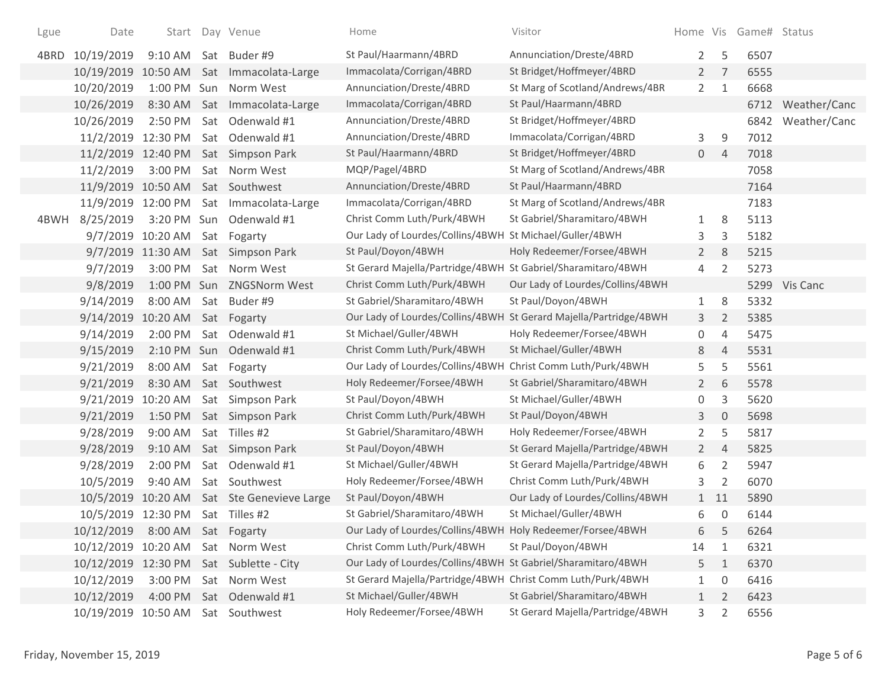| Lgue | Date | Start | Day | Venue | Home | Visitor | Home | Vis | Game# | Status |
|---|---|---|---|---|---|---|---|---|---|---|
| 4BRD | 10/19/2019 | 9:10 AM | Sat | Buder #9 | St Paul/Haarmann/4BRD | Annunciation/Dreste/4BRD | 2 | 5 | 6507 | |
| | 10/19/2019 | 10:50 AM | Sat | Immacolata-Large | Immacolata/Corrigan/4BRD | St Bridget/Hoffmeyer/4BRD | 2 | 7 | 6555 | |
| | 10/20/2019 | 1:00 PM | Sun | Norm West | Annunciation/Dreste/4BRD | St Marg of Scotland/Andrews/4BR | 2 | 1 | 6668 | |
| | 10/26/2019 | 8:30 AM | Sat | Immacolata-Large | Immacolata/Corrigan/4BRD | St Paul/Haarmann/4BRD | | | 6712 | Weather/Canc |
| | 10/26/2019 | 2:50 PM | Sat | Odenwald #1 | Annunciation/Dreste/4BRD | St Bridget/Hoffmeyer/4BRD | | | 6842 | Weather/Canc |
| | 11/2/2019 | 12:30 PM | Sat | Odenwald #1 | Annunciation/Dreste/4BRD | Immacolata/Corrigan/4BRD | 3 | 9 | 7012 | |
| | 11/2/2019 | 12:40 PM | Sat | Simpson Park | St Paul/Haarmann/4BRD | St Bridget/Hoffmeyer/4BRD | 0 | 4 | 7018 | |
| | 11/2/2019 | 3:00 PM | Sat | Norm West | MQP/Pagel/4BRD | St Marg of Scotland/Andrews/4BR | | | 7058 | |
| | 11/9/2019 | 10:50 AM | Sat | Southwest | Annunciation/Dreste/4BRD | St Paul/Haarmann/4BRD | | | 7164 | |
| | 11/9/2019 | 12:00 PM | Sat | Immacolata-Large | Immacolata/Corrigan/4BRD | St Marg of Scotland/Andrews/4BR | | | 7183 | |
| 4BWH | 8/25/2019 | 3:20 PM | Sun | Odenwald #1 | Christ Comm Luth/Purk/4BWH | St Gabriel/Sharamitaro/4BWH | 1 | 8 | 5113 | |
| | 9/7/2019 | 10:20 AM | Sat | Fogarty | Our Lady of Lourdes/Collins/4BWH | St Michael/Guller/4BWH | 3 | 3 | 5182 | |
| | 9/7/2019 | 11:30 AM | Sat | Simpson Park | St Paul/Doyon/4BWH | Holy Redeemer/Forsee/4BWH | 2 | 8 | 5215 | |
| | 9/7/2019 | 3:00 PM | Sat | Norm West | St Gerard Majella/Partridge/4BWH | St Gabriel/Sharamitaro/4BWH | 4 | 2 | 5273 | |
| | 9/8/2019 | 1:00 PM | Sun | ZNGSNorm West | Christ Comm Luth/Purk/4BWH | Our Lady of Lourdes/Collins/4BWH | | | 5299 | Vis Canc |
| | 9/14/2019 | 8:00 AM | Sat | Buder #9 | St Gabriel/Sharamitaro/4BWH | St Paul/Doyon/4BWH | 1 | 8 | 5332 | |
| | 9/14/2019 | 10:20 AM | Sat | Fogarty | Our Lady of Lourdes/Collins/4BWH | St Gerard Majella/Partridge/4BWH | 3 | 2 | 5385 | |
| | 9/14/2019 | 2:00 PM | Sat | Odenwald #1 | St Michael/Guller/4BWH | Holy Redeemer/Forsee/4BWH | 0 | 4 | 5475 | |
| | 9/15/2019 | 2:10 PM | Sun | Odenwald #1 | Christ Comm Luth/Purk/4BWH | St Michael/Guller/4BWH | 8 | 4 | 5531 | |
| | 9/21/2019 | 8:00 AM | Sat | Fogarty | Our Lady of Lourdes/Collins/4BWH | Christ Comm Luth/Purk/4BWH | 5 | 5 | 5561 | |
| | 9/21/2019 | 8:30 AM | Sat | Southwest | Holy Redeemer/Forsee/4BWH | St Gabriel/Sharamitaro/4BWH | 2 | 6 | 5578 | |
| | 9/21/2019 | 10:20 AM | Sat | Simpson Park | St Paul/Doyon/4BWH | St Michael/Guller/4BWH | 0 | 3 | 5620 | |
| | 9/21/2019 | 1:50 PM | Sat | Simpson Park | Christ Comm Luth/Purk/4BWH | St Paul/Doyon/4BWH | 3 | 0 | 5698 | |
| | 9/28/2019 | 9:00 AM | Sat | Tilles #2 | St Gabriel/Sharamitaro/4BWH | Holy Redeemer/Forsee/4BWH | 2 | 5 | 5817 | |
| | 9/28/2019 | 9:10 AM | Sat | Simpson Park | St Paul/Doyon/4BWH | St Gerard Majella/Partridge/4BWH | 2 | 4 | 5825 | |
| | 9/28/2019 | 2:00 PM | Sat | Odenwald #1 | St Michael/Guller/4BWH | St Gerard Majella/Partridge/4BWH | 6 | 2 | 5947 | |
| | 10/5/2019 | 9:40 AM | Sat | Southwest | Holy Redeemer/Forsee/4BWH | Christ Comm Luth/Purk/4BWH | 3 | 2 | 6070 | |
| | 10/5/2019 | 10:20 AM | Sat | Ste Genevieve Large | St Paul/Doyon/4BWH | Our Lady of Lourdes/Collins/4BWH | 1 | 11 | 5890 | |
| | 10/5/2019 | 12:30 PM | Sat | Tilles #2 | St Gabriel/Sharamitaro/4BWH | St Michael/Guller/4BWH | 6 | 0 | 6144 | |
| | 10/12/2019 | 8:00 AM | Sat | Fogarty | Our Lady of Lourdes/Collins/4BWH | Holy Redeemer/Forsee/4BWH | 6 | 5 | 6264 | |
| | 10/12/2019 | 10:20 AM | Sat | Norm West | Christ Comm Luth/Purk/4BWH | St Paul/Doyon/4BWH | 14 | 1 | 6321 | |
| | 10/12/2019 | 12:30 PM | Sat | Sublette - City | Our Lady of Lourdes/Collins/4BWH | St Gabriel/Sharamitaro/4BWH | 5 | 1 | 6370 | |
| | 10/12/2019 | 3:00 PM | Sat | Norm West | St Gerard Majella/Partridge/4BWH | Christ Comm Luth/Purk/4BWH | 1 | 0 | 6416 | |
| | 10/12/2019 | 4:00 PM | Sat | Odenwald #1 | St Michael/Guller/4BWH | St Gabriel/Sharamitaro/4BWH | 1 | 2 | 6423 | |
| | 10/19/2019 | 10:50 AM | Sat | Southwest | Holy Redeemer/Forsee/4BWH | St Gerard Majella/Partridge/4BWH | 3 | 2 | 6556 | |

Friday, November 15, 2019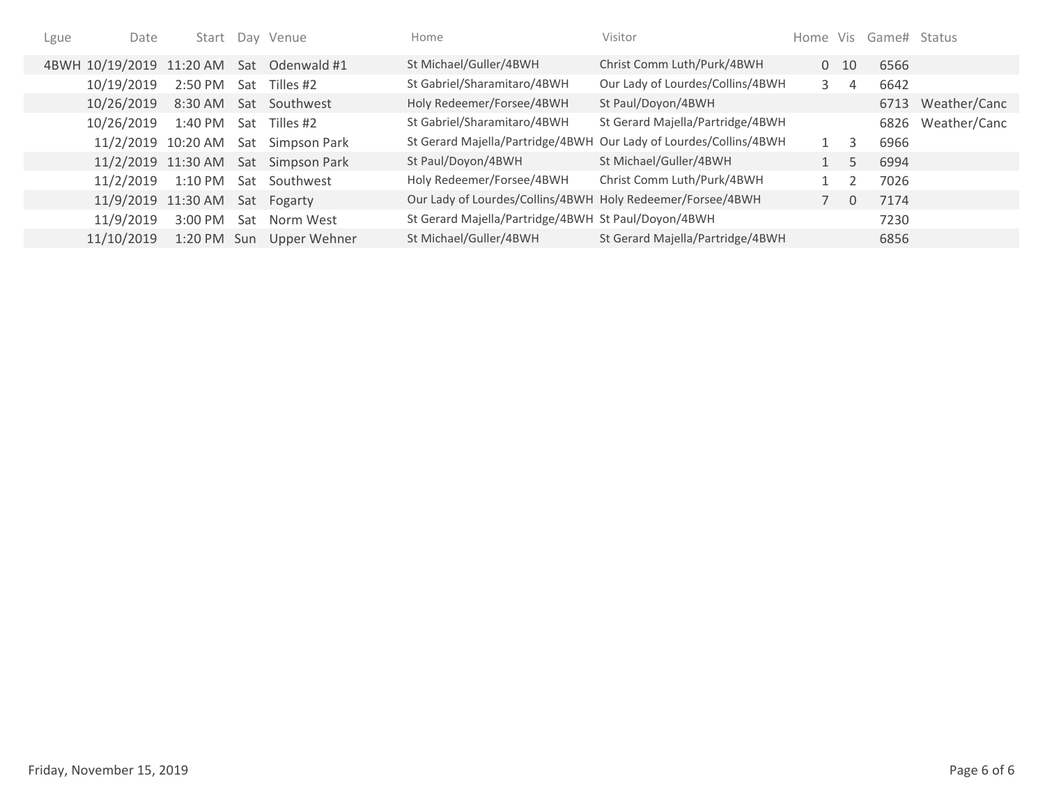| Lgue | Date | Start | Day | Venue | Home | Visitor | Home | Vis | Game# | Status |
|---|---|---|---|---|---|---|---|---|---|---|
| 4BWH | 10/19/2019 | 11:20 AM | Sat | Odenwald #1 | St Michael/Guller/4BWH | Christ Comm Luth/Purk/4BWH | 0 | 10 | 6566 | |
| | 10/19/2019 | 2:50 PM | Sat | Tilles #2 | St Gabriel/Sharamitaro/4BWH | Our Lady of Lourdes/Collins/4BWH | 3 | 4 | 6642 | |
| | 10/26/2019 | 8:30 AM | Sat | Southwest | Holy Redeemer/Forsee/4BWH | St Paul/Doyon/4BWH | | | 6713 | Weather/Canc |
| | 10/26/2019 | 1:40 PM | Sat | Tilles #2 | St Gabriel/Sharamitaro/4BWH | St Gerard Majella/Partridge/4BWH | | | 6826 | Weather/Canc |
| | 11/2/2019 | 10:20 AM | Sat | Simpson Park | St Gerard Majella/Partridge/4BWH | Our Lady of Lourdes/Collins/4BWH | 1 | 3 | 6966 | |
| | 11/2/2019 | 11:30 AM | Sat | Simpson Park | St Paul/Doyon/4BWH | St Michael/Guller/4BWH | 1 | 5 | 6994 | |
| | 11/2/2019 | 1:10 PM | Sat | Southwest | Holy Redeemer/Forsee/4BWH | Christ Comm Luth/Purk/4BWH | 1 | 2 | 7026 | |
| | 11/9/2019 | 11:30 AM | Sat | Fogarty | Our Lady of Lourdes/Collins/4BWH | Holy Redeemer/Forsee/4BWH | 7 | 0 | 7174 | |
| | 11/9/2019 | 3:00 PM | Sat | Norm West | St Gerard Majella/Partridge/4BWH | St Paul/Doyon/4BWH | | | 7230 | |
| | 11/10/2019 | 1:20 PM | Sun | Upper Wehner | St Michael/Guller/4BWH | St Gerard Majella/Partridge/4BWH | | | 6856 | |

Friday, November 15, 2019